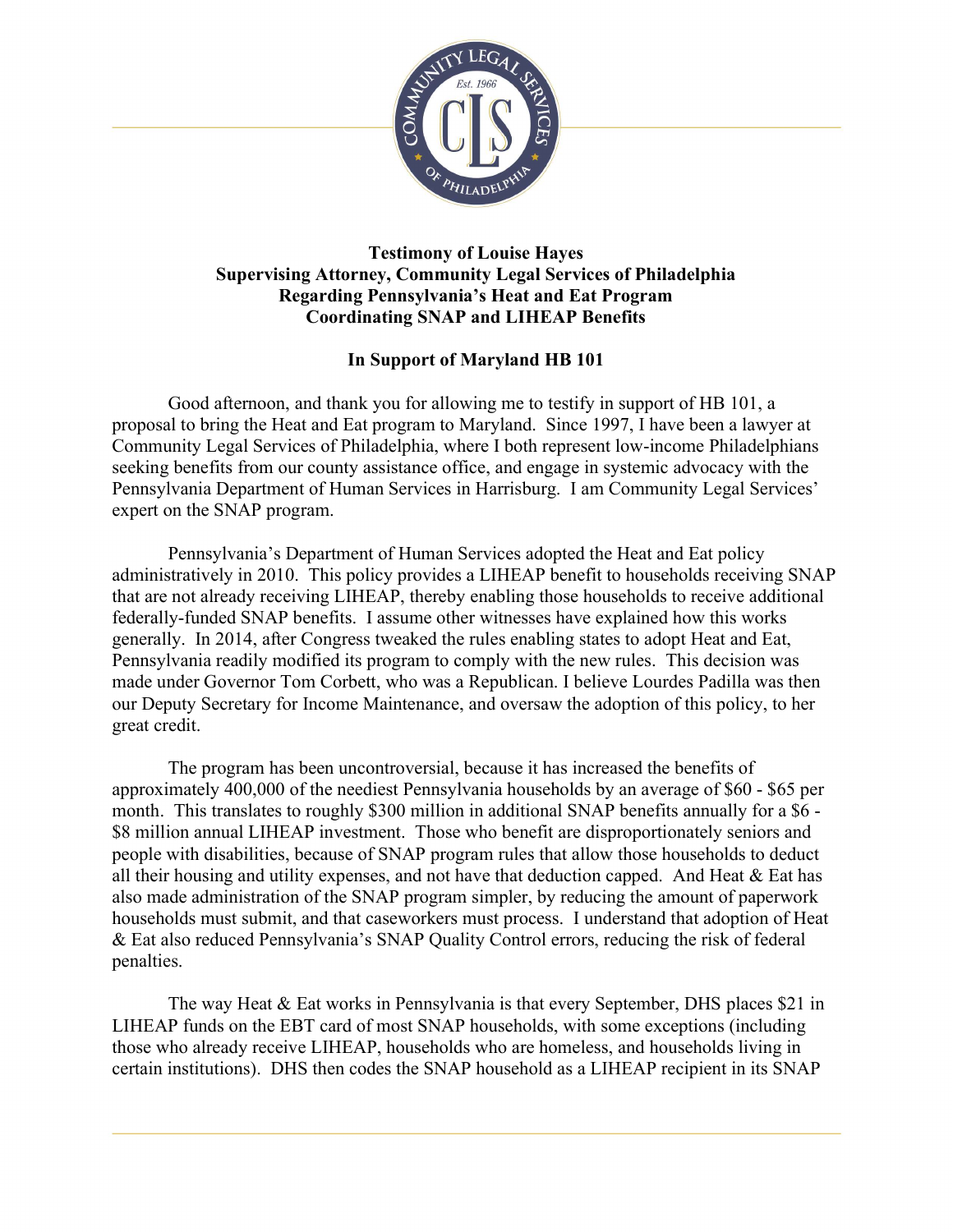**Testimony of Louise Hayes**
**Supervising Attorney, Community Legal Services of Philadelphia**
**Regarding Pennsylvania's Heat and Eat Program**
**Coordinating SNAP and LIHEAP Benefits**

**In Support of Maryland HB 101**

Good afternoon, and thank you for allowing me to testify in support of HB 101, a proposal to bring the Heat and Eat program to Maryland. Since 1997, I have been a lawyer at Community Legal Services of Philadelphia, where I both represent low-income Philadelphians seeking benefits from our county assistance office, and engage in systemic advocacy with the Pennsylvania Department of Human Services in Harrisburg. I am Community Legal Services' expert on the SNAP program.

Pennsylvania's Department of Human Services adopted the Heat and Eat policy administratively in 2010. This policy provides a LIHEAP benefit to households receiving SNAP that are not already receiving LIHEAP, thereby enabling those households to receive additional federally-funded SNAP benefits. I assume other witnesses have explained how this works generally. In 2014, after Congress tweaked the rules enabling states to adopt Heat and Eat, Pennsylvania readily modified its program to comply with the new rules. This decision was made under Governor Tom Corbett, who was a Republican. I believe Lourdes Padilla was then our Deputy Secretary for Income Maintenance, and oversaw the adoption of this policy, to her great credit.

The program has been uncontroversial, because it has increased the benefits of approximately 400,000 of the neediest Pennsylvania households by an average of $60 - $65 per month. This translates to roughly $300 million in additional SNAP benefits annually for a $6 - $8 million annual LIHEAP investment. Those who benefit are disproportionately seniors and people with disabilities, because of SNAP program rules that allow those households to deduct all their housing and utility expenses, and not have that deduction capped. And Heat & Eat has also made administration of the SNAP program simpler, by reducing the amount of paperwork households must submit, and that caseworkers must process. I understand that adoption of Heat & Eat also reduced Pennsylvania's SNAP Quality Control errors, reducing the risk of federal penalties.

The way Heat & Eat works in Pennsylvania is that every September, DHS places $21 in LIHEAP funds on the EBT card of most SNAP households, with some exceptions (including those who already receive LIHEAP, households who are homeless, and households living in certain institutions). DHS then codes the SNAP household as a LIHEAP recipient in its SNAP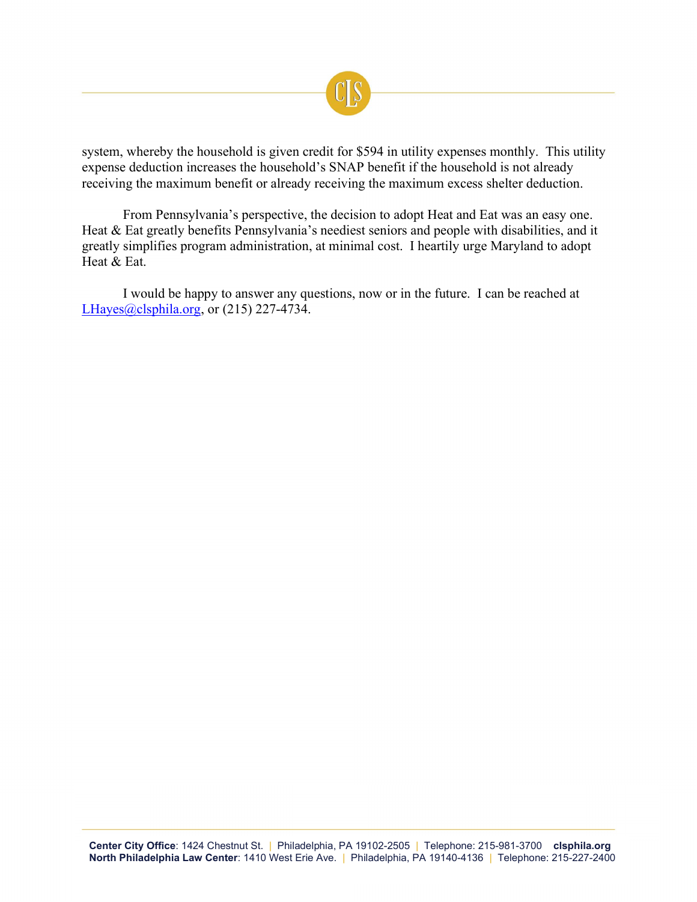system, whereby the household is given credit for $594 in utility expenses monthly. This utility expense deduction increases the household's SNAP benefit if the household is not already receiving the maximum benefit or already receiving the maximum excess shelter deduction.

From Pennsylvania's perspective, the decision to adopt Heat and Eat was an easy one. Heat & Eat greatly benefits Pennsylvania's neediest seniors and people with disabilities, and it greatly simplifies program administration, at minimal cost. I heartily urge Maryland to adopt Heat & Eat.

I would be happy to answer any questions, now or in the future. I can be reached at LHayes@clsphila.org, or (215) 227-4734.